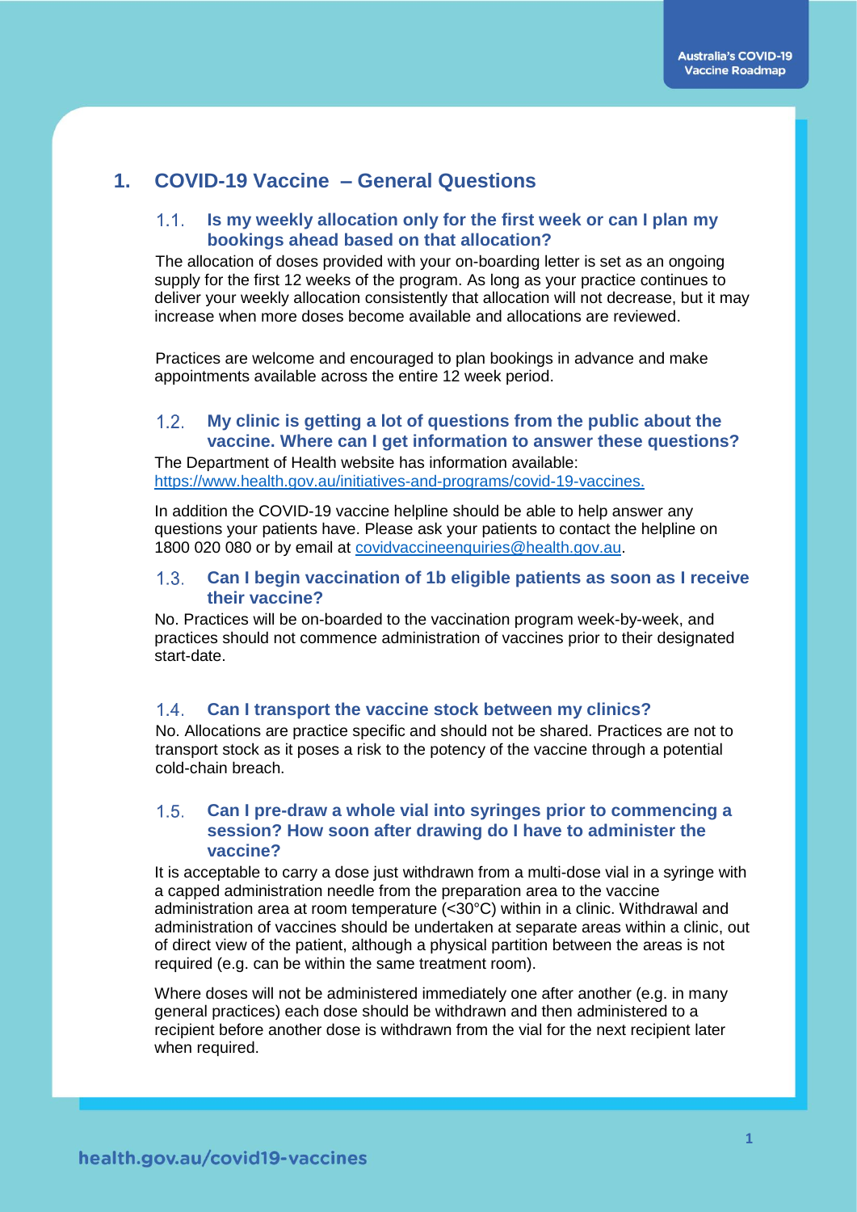# 1. COVID-19 Vaccine – General Questions

## 1.1. Is my weekly allocation only for the first week or can I plan my bookings ahead based on that allocation?

The allocation of doses provided with your on-boarding letter is set as an ongoing supply for the first 12 weeks of the program. As long as your practice continues to deliver your weekly allocation consistently that allocation will not decrease, but it may increase when more doses become available and allocations are reviewed.

Practices are welcome and encouraged to plan bookings in advance and make appointments available across the entire 12 week period.

## 1.2. My clinic is getting a lot of questions from the public about the vaccine. Where can I get information to answer these questions?

The Department of Health website has information available: [https://www.health.gov.au/initiatives-and-programs/covid-19-vaccines.](https://www.health.gov.au/initiatives-and-programs/covid-19-vaccines)

In addition the COVID-19 vaccine helpline should be able to help answer any questions your patients have. Please ask your patients to contact the helpline on 1800 020 080 or by email at [covidvaccineenquiries@health.gov.au](mailto:covidvaccineenquiries@health.gov.au).

## 1.3. Can I begin vaccination of 1b eligible patients as soon as I receive their vaccine?

No. Practices will be on-boarded to the vaccination program week-by-week, and practices should not commence administration of vaccines prior to their designated start-date.

## 1.4. Can I transport the vaccine stock between my clinics?

No. Allocations are practice specific and should not be shared. Practices are not to transport stock as it poses a risk to the potency of the vaccine through a potential cold-chain breach.

## 1.5. Can I pre-draw a whole vial into syringes prior to commencing a session? How soon after drawing do I have to administer the vaccine?

It is acceptable to carry a dose just withdrawn from a multi-dose vial in a syringe with a capped administration needle from the preparation area to the vaccine administration area at room temperature (<30°C) within in a clinic. Withdrawal and administration of vaccines should be undertaken at separate areas within a clinic, out of direct view of the patient, although a physical partition between the areas is not required (e.g. can be within the same treatment room).

Where doses will not be administered immediately one after another (e.g. in many general practices) each dose should be withdrawn and then administered to a recipient before another dose is withdrawn from the vial for the next recipient later when required.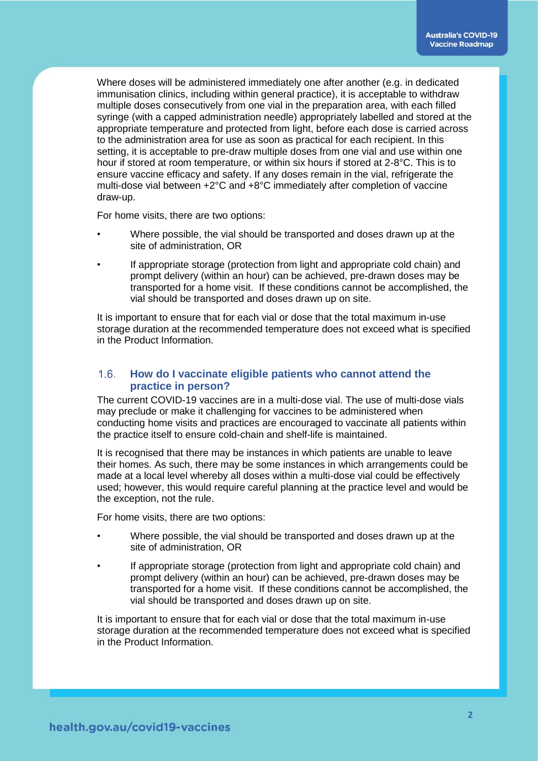Where doses will be administered immediately one after another (e.g. in dedicated immunisation clinics, including within general practice), it is acceptable to withdraw multiple doses consecutively from one vial in the preparation area, with each filled syringe (with a capped administration needle) appropriately labelled and stored at the appropriate temperature and protected from light, before each dose is carried across to the administration area for use as soon as practical for each recipient. In this setting, it is acceptable to pre-draw multiple doses from one vial and use within one hour if stored at room temperature, or within six hours if stored at 2-8°C. This is to ensure vaccine efficacy and safety. If any doses remain in the vial, refrigerate the multi-dose vial between +2°C and +8°C immediately after completion of vaccine draw-up.

For home visits, there are two options:

- Where possible, the vial should be transported and doses drawn up at the site of administration, OR
- If appropriate storage (protection from light and appropriate cold chain) and prompt delivery (within an hour) can be achieved, pre-drawn doses may be transported for a home visit. If these conditions cannot be accomplished, the vial should be transported and doses drawn up on site.

It is important to ensure that for each vial or dose that the total maximum in-use storage duration at the recommended temperature does not exceed what is specified in the Product Information.

## 1.6. How do I vaccinate eligible patients who cannot attend the practice in person?

The current COVID-19 vaccines are in a multi-dose vial. The use of multi-dose vials may preclude or make it challenging for vaccines to be administered when conducting home visits and practices are encouraged to vaccinate all patients within the practice itself to ensure cold-chain and shelf-life is maintained.

It is recognised that there may be instances in which patients are unable to leave their homes. As such, there may be some instances in which arrangements could be made at a local level whereby all doses within a multi-dose vial could be effectively used; however, this would require careful planning at the practice level and would be the exception, not the rule.

For home visits, there are two options:

- Where possible, the vial should be transported and doses drawn up at the site of administration, OR
- If appropriate storage (protection from light and appropriate cold chain) and prompt delivery (within an hour) can be achieved, pre-drawn doses may be transported for a home visit. If these conditions cannot be accomplished, the vial should be transported and doses drawn up on site.

It is important to ensure that for each vial or dose that the total maximum in-use storage duration at the recommended temperature does not exceed what is specified in the Product Information.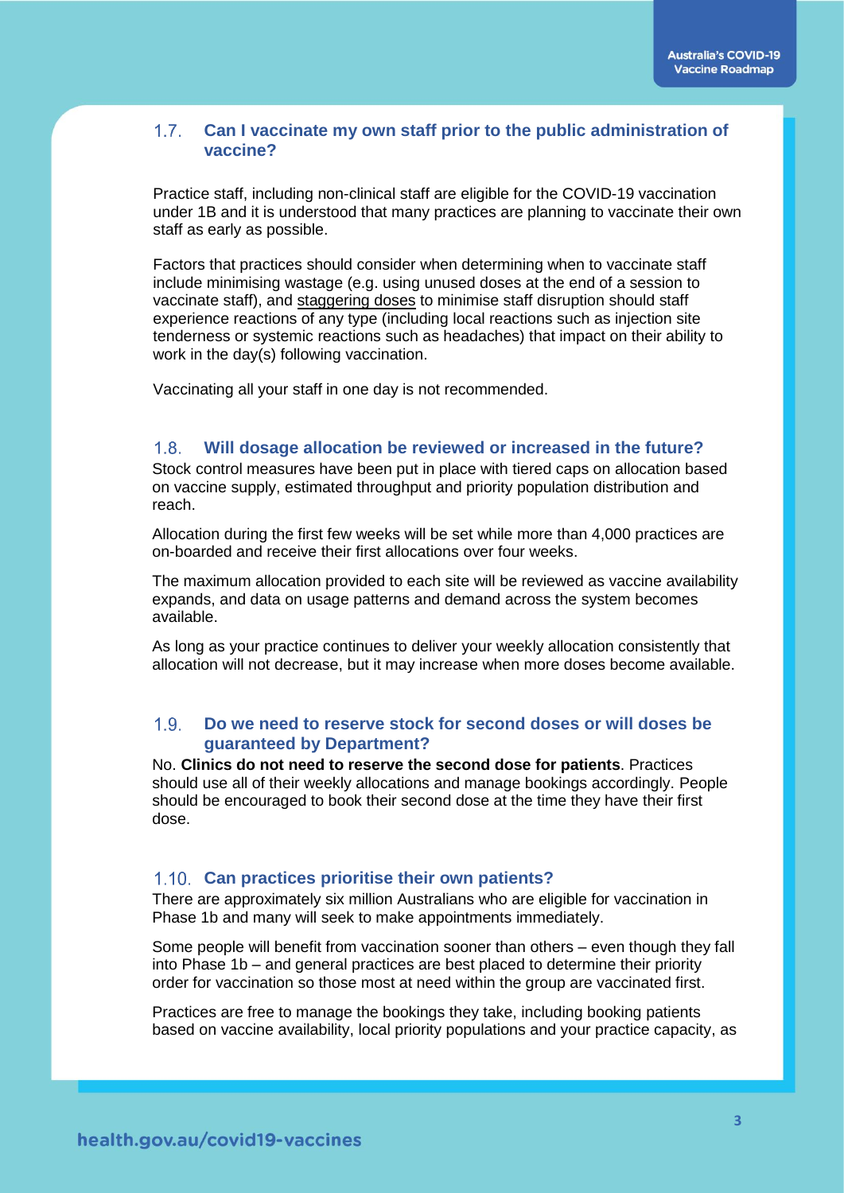### 1.7. Can I vaccinate my own staff prior to the public administration of vaccine?

Practice staff, including non-clinical staff are eligible for the COVID-19 vaccination under 1B and it is understood that many practices are planning to vaccinate their own staff as early as possible.

Factors that practices should consider when determining when to vaccinate staff include minimising wastage (e.g. using unused doses at the end of a session to vaccinate staff), and staggering doses to minimise staff disruption should staff experience reactions of any type (including local reactions such as injection site tenderness or systemic reactions such as headaches) that impact on their ability to work in the day(s) following vaccination.

Vaccinating all your staff in one day is not recommended.

### 1.8. Will dosage allocation be reviewed or increased in the future?

Stock control measures have been put in place with tiered caps on allocation based on vaccine supply, estimated throughput and priority population distribution and reach.

Allocation during the first few weeks will be set while more than 4,000 practices are on-boarded and receive their first allocations over four weeks.

The maximum allocation provided to each site will be reviewed as vaccine availability expands, and data on usage patterns and demand across the system becomes available.

As long as your practice continues to deliver your weekly allocation consistently that allocation will not decrease, but it may increase when more doses become available.

### 1.9. Do we need to reserve stock for second doses or will doses be guaranteed by Department?

No. **Clinics do not need to reserve the second dose for patients**. Practices should use all of their weekly allocations and manage bookings accordingly. People should be encouraged to book their second dose at the time they have their first dose.

### 1.10. Can practices prioritise their own patients?

There are approximately six million Australians who are eligible for vaccination in Phase 1b and many will seek to make appointments immediately.

Some people will benefit from vaccination sooner than others – even though they fall into Phase 1b – and general practices are best placed to determine their priority order for vaccination so those most at need within the group are vaccinated first.

Practices are free to manage the bookings they take, including booking patients based on vaccine availability, local priority populations and your practice capacity, as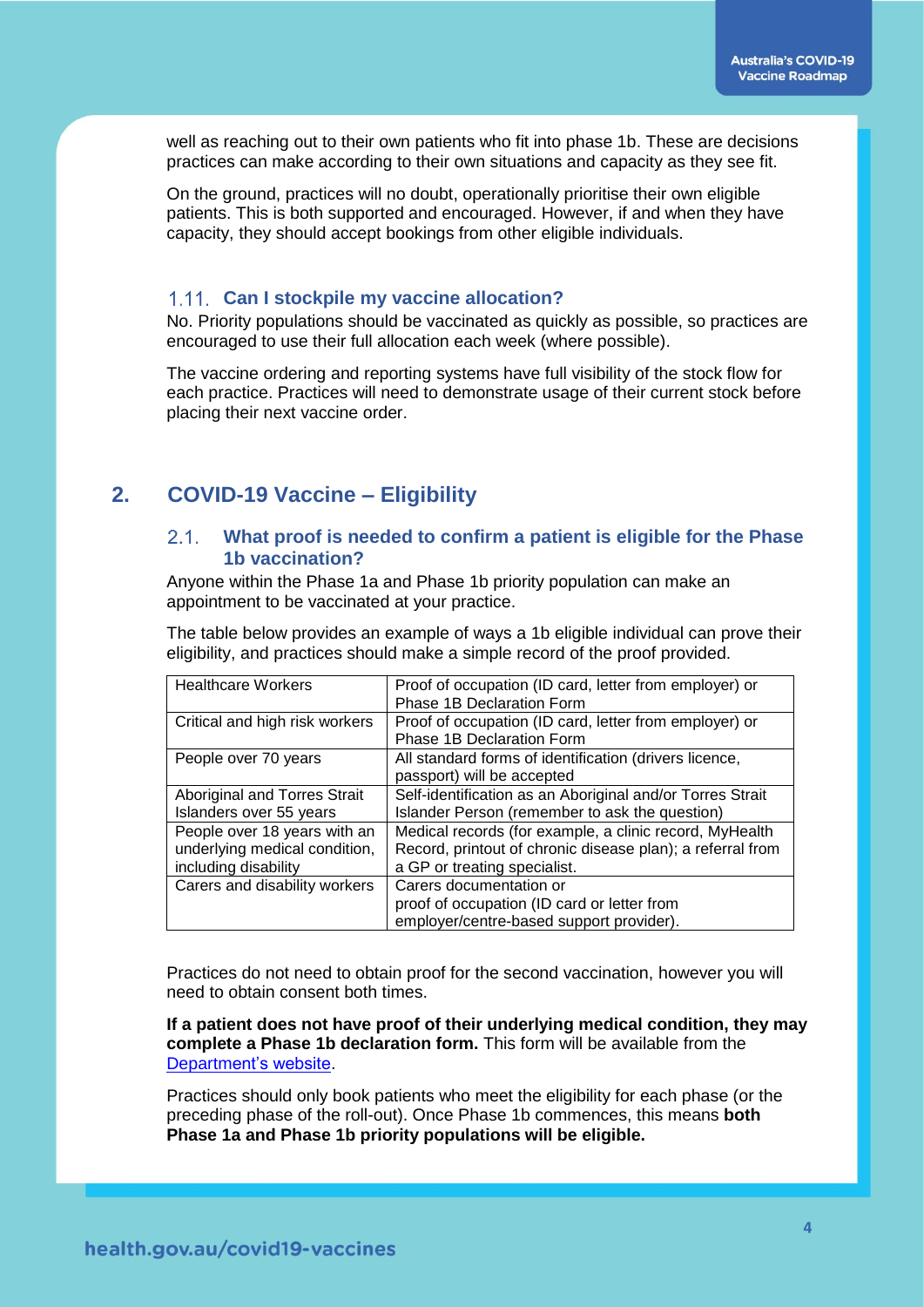well as reaching out to their own patients who fit into phase 1b. These are decisions practices can make according to their own situations and capacity as they see fit.

On the ground, practices will no doubt, operationally prioritise their own eligible patients. This is both supported and encouraged. However, if and when they have capacity, they should accept bookings from other eligible individuals.

### 1.11. Can I stockpile my vaccine allocation?

No. Priority populations should be vaccinated as quickly as possible, so practices are encouraged to use their full allocation each week (where possible).

The vaccine ordering and reporting systems have full visibility of the stock flow for each practice. Practices will need to demonstrate usage of their current stock before placing their next vaccine order.

## 2. COVID-19 Vaccine – Eligibility

### 2.1. What proof is needed to confirm a patient is eligible for the Phase 1b vaccination?

Anyone within the Phase 1a and Phase 1b priority population can make an appointment to be vaccinated at your practice.

The table below provides an example of ways a 1b eligible individual can prove their eligibility, and practices should make a simple record of the proof provided.

| | |
|---|---|
| Healthcare Workers | Proof of occupation (ID card, letter from employer) or Phase 1B Declaration Form |
| Critical and high risk workers | Proof of occupation (ID card, letter from employer) or Phase 1B Declaration Form |
| People over 70 years | All standard forms of identification (drivers licence, passport) will be accepted |
| Aboriginal and Torres Strait Islanders over 55 years | Self-identification as an Aboriginal and/or Torres Strait Islander Person (remember to ask the question) |
| People over 18 years with an underlying medical condition, including disability | Medical records (for example, a clinic record, MyHealth Record, printout of chronic disease plan); a referral from a GP or treating specialist. |
| Carers and disability workers | Carers documentation or proof of occupation (ID card or letter from employer/centre-based support provider). |

Practices do not need to obtain proof for the second vaccination, however you will need to obtain consent both times.

**If a patient does not have proof of their underlying medical condition, they may complete a Phase 1b declaration form.** This form will be available from the [Department's website](#).

Practices should only book patients who meet the eligibility for each phase (or the preceding phase of the roll-out). Once Phase 1b commences, this means **both Phase 1a and Phase 1b priority populations will be eligible.**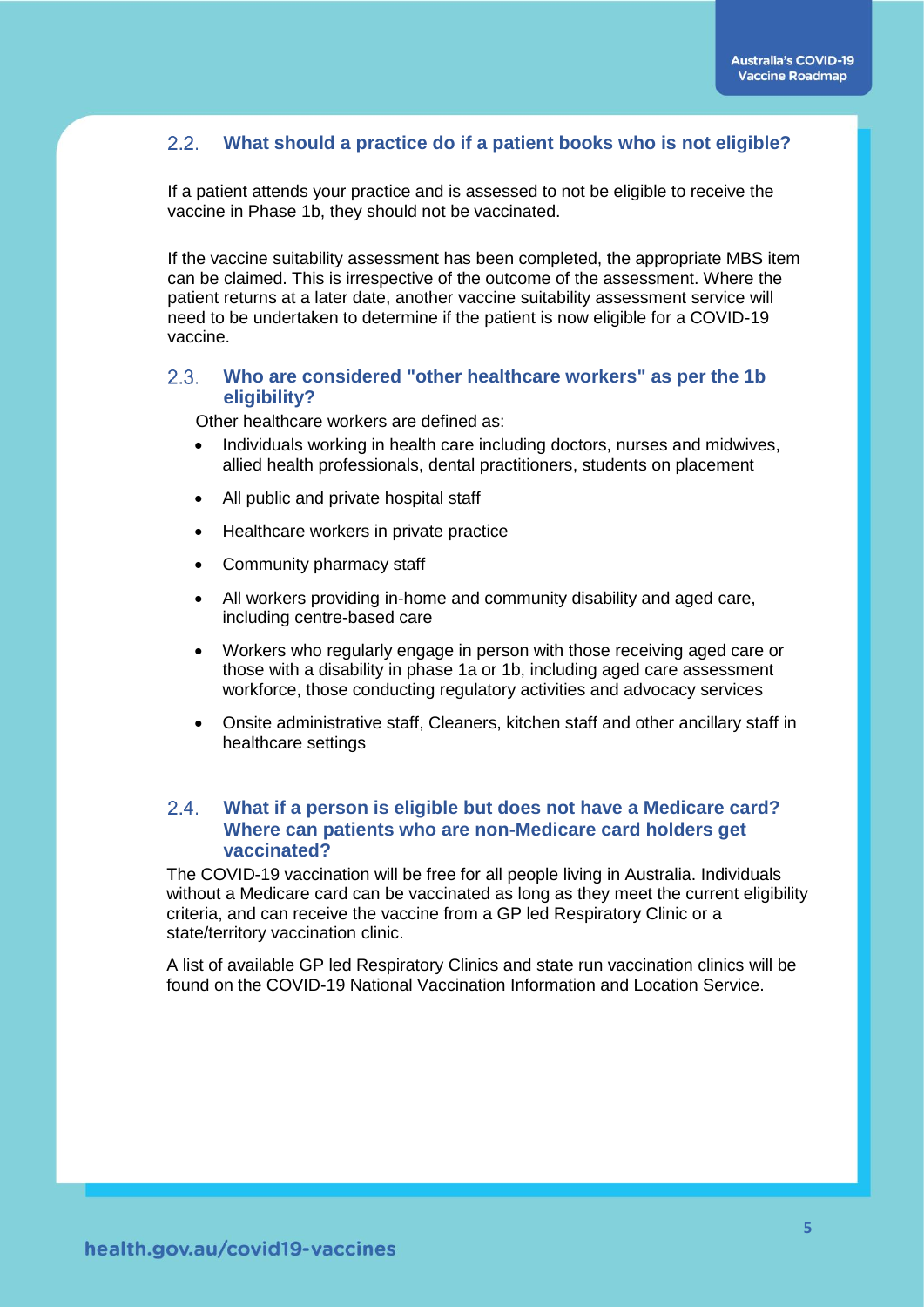## 2.2. What should a practice do if a patient books who is not eligible?

If a patient attends your practice and is assessed to not be eligible to receive the vaccine in Phase 1b, they should not be vaccinated.

If the vaccine suitability assessment has been completed, the appropriate MBS item can be claimed. This is irrespective of the outcome of the assessment. Where the patient returns at a later date, another vaccine suitability assessment service will need to be undertaken to determine if the patient is now eligible for a COVID-19 vaccine.

## 2.3. Who are considered "other healthcare workers" as per the 1b eligibility?

Other healthcare workers are defined as:

- Individuals working in health care including doctors, nurses and midwives, allied health professionals, dental practitioners, students on placement
- All public and private hospital staff
- Healthcare workers in private practice
- Community pharmacy staff
- All workers providing in-home and community disability and aged care, including centre-based care
- Workers who regularly engage in person with those receiving aged care or those with a disability in phase 1a or 1b, including aged care assessment workforce, those conducting regulatory activities and advocacy services
- Onsite administrative staff, Cleaners, kitchen staff and other ancillary staff in healthcare settings

## 2.4. What if a person is eligible but does not have a Medicare card? Where can patients who are non-Medicare card holders get vaccinated?

The COVID-19 vaccination will be free for all people living in Australia. Individuals without a Medicare card can be vaccinated as long as they meet the current eligibility criteria, and can receive the vaccine from a GP led Respiratory Clinic or a state/territory vaccination clinic.

A list of available GP led Respiratory Clinics and state run vaccination clinics will be found on the COVID-19 National Vaccination Information and Location Service.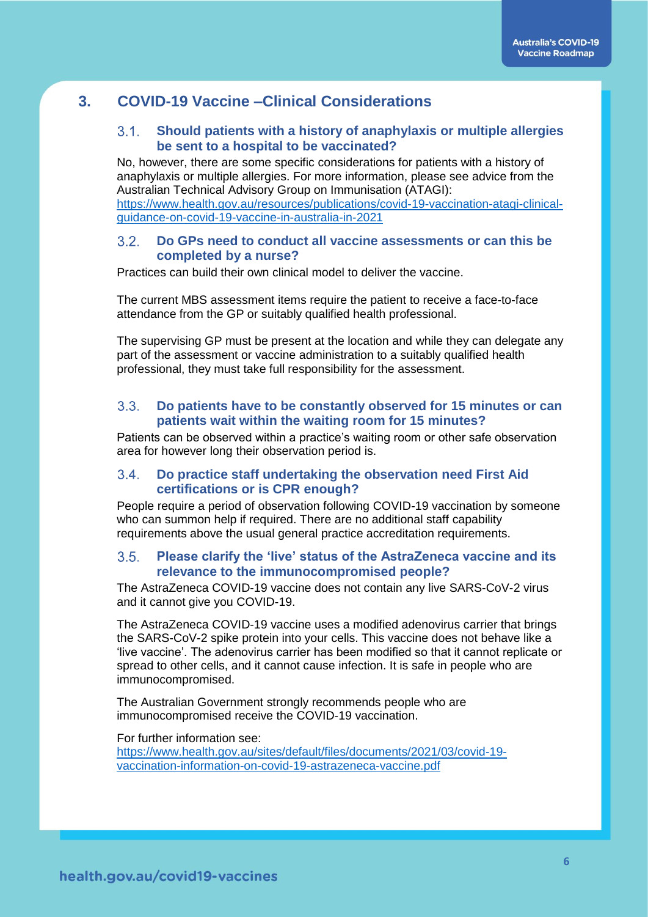## 3. COVID-19 Vaccine –Clinical Considerations

### 3.1. Should patients with a history of anaphylaxis or multiple allergies be sent to a hospital to be vaccinated?

No, however, there are some specific considerations for patients with a history of anaphylaxis or multiple allergies. For more information, please see advice from the Australian Technical Advisory Group on Immunisation (ATAGI): https://www.health.gov.au/resources/publications/covid-19-vaccination-atagi-clinical-guidance-on-covid-19-vaccine-in-australia-in-2021

### 3.2. Do GPs need to conduct all vaccine assessments or can this be completed by a nurse?

Practices can build their own clinical model to deliver the vaccine.

The current MBS assessment items require the patient to receive a face-to-face attendance from the GP or suitably qualified health professional.

The supervising GP must be present at the location and while they can delegate any part of the assessment or vaccine administration to a suitably qualified health professional, they must take full responsibility for the assessment.

### 3.3. Do patients have to be constantly observed for 15 minutes or can patients wait within the waiting room for 15 minutes?

Patients can be observed within a practice's waiting room or other safe observation area for however long their observation period is.

### 3.4. Do practice staff undertaking the observation need First Aid certifications or is CPR enough?

People require a period of observation following COVID-19 vaccination by someone who can summon help if required. There are no additional staff capability requirements above the usual general practice accreditation requirements.

### 3.5. Please clarify the 'live' status of the AstraZeneca vaccine and its relevance to the immunocompromised people?

The AstraZeneca COVID-19 vaccine does not contain any live SARS-CoV-2 virus and it cannot give you COVID-19.

The AstraZeneca COVID-19 vaccine uses a modified adenovirus carrier that brings the SARS-CoV-2 spike protein into your cells. This vaccine does not behave like a 'live vaccine'. The adenovirus carrier has been modified so that it cannot replicate or spread to other cells, and it cannot cause infection. It is safe in people who are immunocompromised.

The Australian Government strongly recommends people who are immunocompromised receive the COVID-19 vaccination.

For further information see: https://www.health.gov.au/sites/default/files/documents/2021/03/covid-19-vaccination-information-on-covid-19-astrazeneca-vaccine.pdf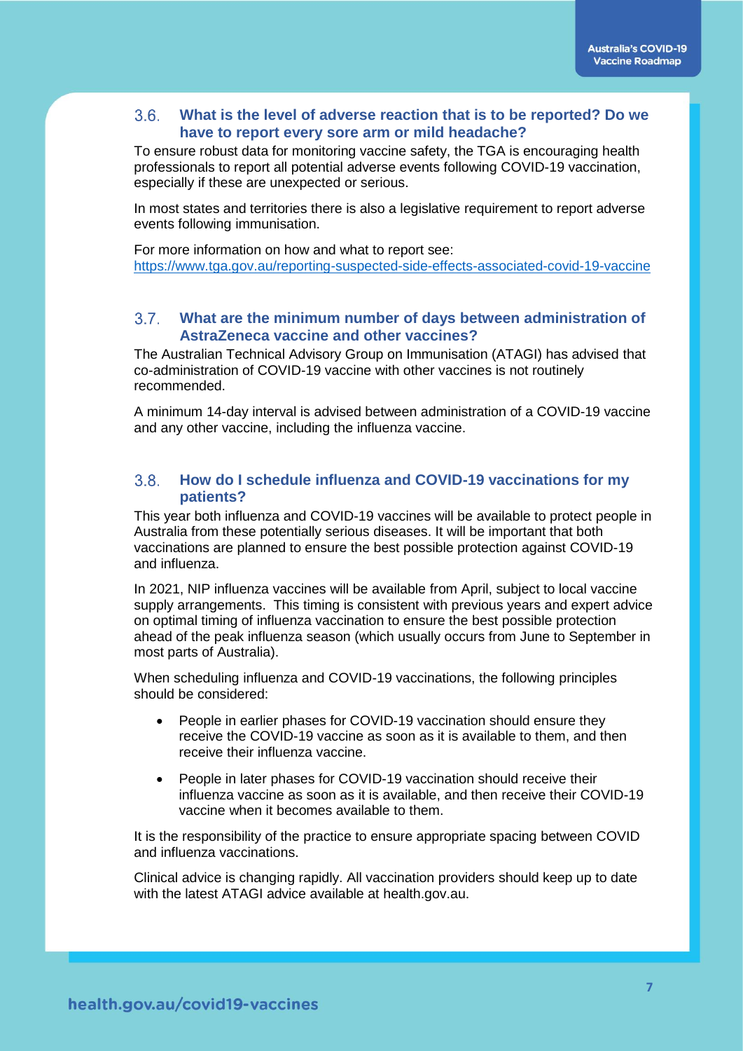### 3.6. What is the level of adverse reaction that is to be reported? Do we have to report every sore arm or mild headache?

To ensure robust data for monitoring vaccine safety, the TGA is encouraging health professionals to report all potential adverse events following COVID-19 vaccination, especially if these are unexpected or serious.

In most states and territories there is also a legislative requirement to report adverse events following immunisation.

For more information on how and what to report see: https://www.tga.gov.au/reporting-suspected-side-effects-associated-covid-19-vaccine

### 3.7. What are the minimum number of days between administration of AstraZeneca vaccine and other vaccines?

The Australian Technical Advisory Group on Immunisation (ATAGI) has advised that co-administration of COVID-19 vaccine with other vaccines is not routinely recommended.

A minimum 14-day interval is advised between administration of a COVID-19 vaccine and any other vaccine, including the influenza vaccine.

### 3.8. How do I schedule influenza and COVID-19 vaccinations for my patients?

This year both influenza and COVID-19 vaccines will be available to protect people in Australia from these potentially serious diseases. It will be important that both vaccinations are planned to ensure the best possible protection against COVID-19 and influenza.

In 2021, NIP influenza vaccines will be available from April, subject to local vaccine supply arrangements. This timing is consistent with previous years and expert advice on optimal timing of influenza vaccination to ensure the best possible protection ahead of the peak influenza season (which usually occurs from June to September in most parts of Australia).

When scheduling influenza and COVID-19 vaccinations, the following principles should be considered:

- People in earlier phases for COVID-19 vaccination should ensure they receive the COVID-19 vaccine as soon as it is available to them, and then receive their influenza vaccine.
- People in later phases for COVID-19 vaccination should receive their influenza vaccine as soon as it is available, and then receive their COVID-19 vaccine when it becomes available to them.

It is the responsibility of the practice to ensure appropriate spacing between COVID and influenza vaccinations.

Clinical advice is changing rapidly. All vaccination providers should keep up to date with the latest ATAGI advice available at health.gov.au.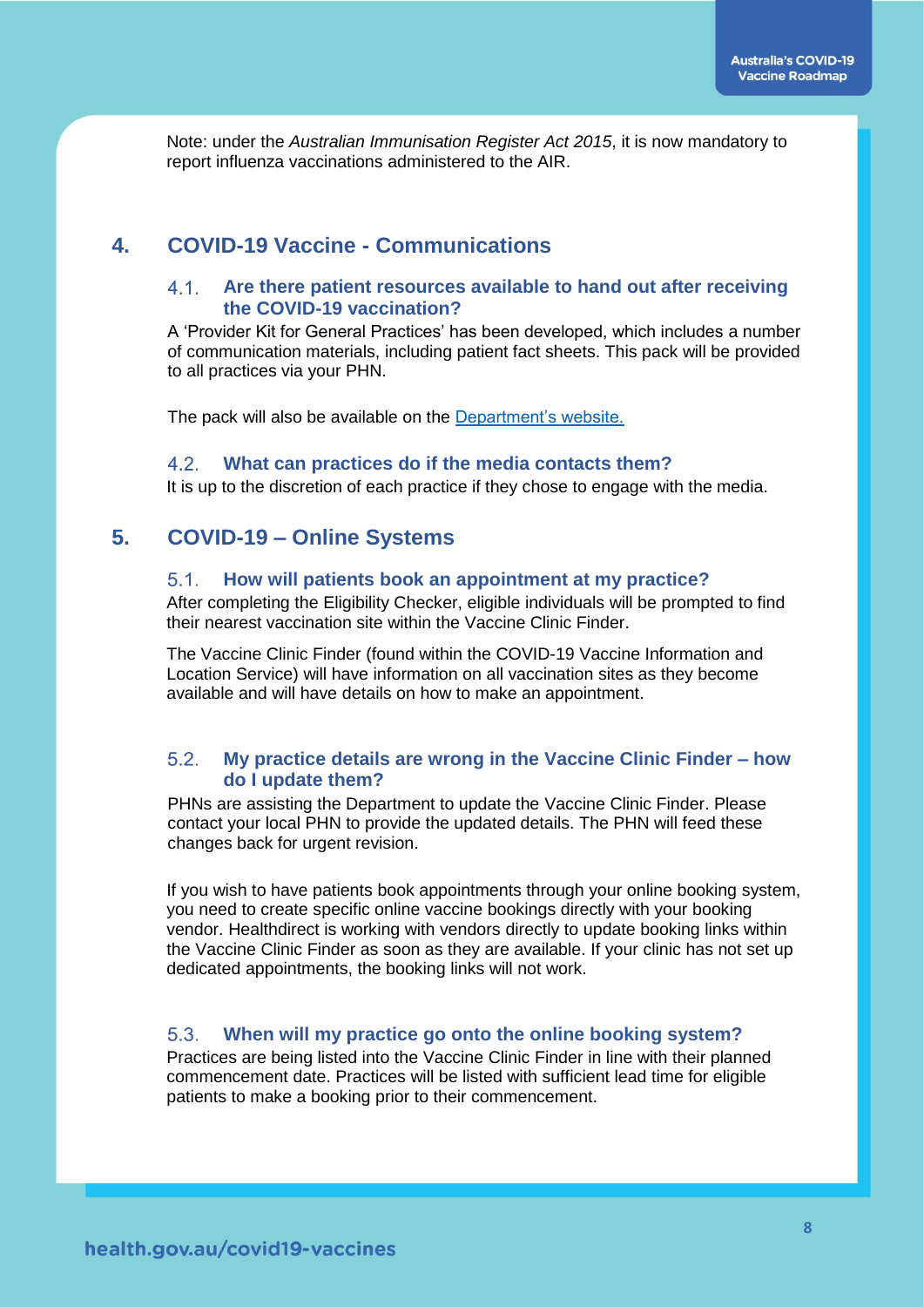Note: under the *Australian Immunisation Register Act 2015*, it is now mandatory to report influenza vaccinations administered to the AIR.

## 4. COVID-19 Vaccine - Communications

### 4.1. Are there patient resources available to hand out after receiving the COVID-19 vaccination?

A 'Provider Kit for General Practices' has been developed, which includes a number of communication materials, including patient fact sheets. This pack will be provided to all practices via your PHN.

The pack will also be available on the Department's website.

### 4.2. What can practices do if the media contacts them?

It is up to the discretion of each practice if they chose to engage with the media.

## 5. COVID-19 – Online Systems

### 5.1. How will patients book an appointment at my practice?

After completing the Eligibility Checker, eligible individuals will be prompted to find their nearest vaccination site within the Vaccine Clinic Finder.

The Vaccine Clinic Finder (found within the COVID-19 Vaccine Information and Location Service) will have information on all vaccination sites as they become available and will have details on how to make an appointment.

### 5.2. My practice details are wrong in the Vaccine Clinic Finder – how do I update them?

PHNs are assisting the Department to update the Vaccine Clinic Finder. Please contact your local PHN to provide the updated details. The PHN will feed these changes back for urgent revision.

If you wish to have patients book appointments through your online booking system, you need to create specific online vaccine bookings directly with your booking vendor. Healthdirect is working with vendors directly to update booking links within the Vaccine Clinic Finder as soon as they are available. If your clinic has not set up dedicated appointments, the booking links will not work.

### 5.3. When will my practice go onto the online booking system?

Practices are being listed into the Vaccine Clinic Finder in line with their planned commencement date. Practices will be listed with sufficient lead time for eligible patients to make a booking prior to their commencement.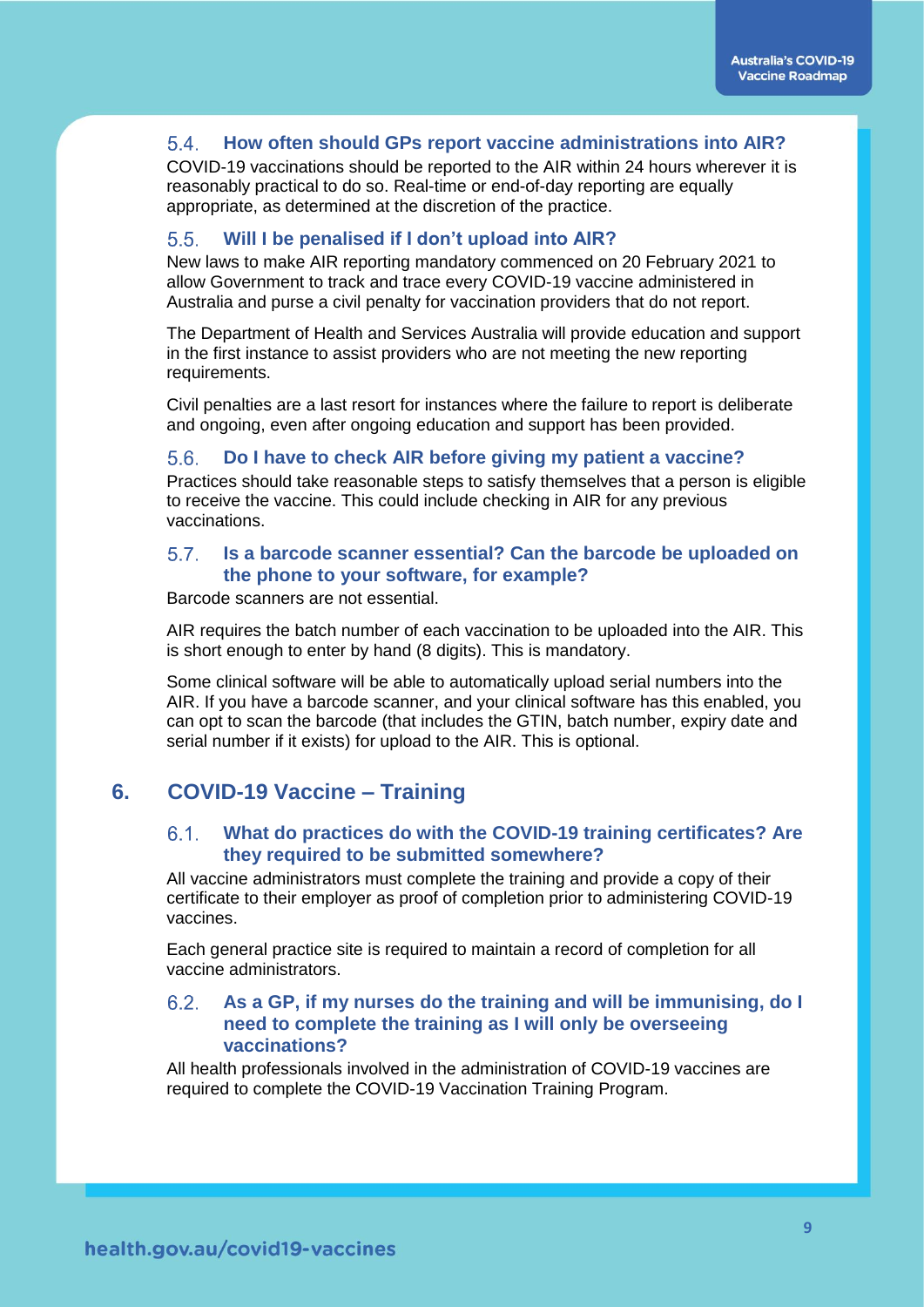### 5.4. How often should GPs report vaccine administrations into AIR?

COVID-19 vaccinations should be reported to the AIR within 24 hours wherever it is reasonably practical to do so. Real-time or end-of-day reporting are equally appropriate, as determined at the discretion of the practice.

### 5.5. Will I be penalised if I don't upload into AIR?

New laws to make AIR reporting mandatory commenced on 20 February 2021 to allow Government to track and trace every COVID-19 vaccine administered in Australia and purse a civil penalty for vaccination providers that do not report.

The Department of Health and Services Australia will provide education and support in the first instance to assist providers who are not meeting the new reporting requirements.

Civil penalties are a last resort for instances where the failure to report is deliberate and ongoing, even after ongoing education and support has been provided.

### 5.6. Do I have to check AIR before giving my patient a vaccine?

Practices should take reasonable steps to satisfy themselves that a person is eligible to receive the vaccine. This could include checking in AIR for any previous vaccinations.

### 5.7. Is a barcode scanner essential? Can the barcode be uploaded on the phone to your software, for example?

Barcode scanners are not essential.

AIR requires the batch number of each vaccination to be uploaded into the AIR. This is short enough to enter by hand (8 digits). This is mandatory.

Some clinical software will be able to automatically upload serial numbers into the AIR. If you have a barcode scanner, and your clinical software has this enabled, you can opt to scan the barcode (that includes the GTIN, batch number, expiry date and serial number if it exists) for upload to the AIR. This is optional.

## 6. COVID-19 Vaccine – Training

### 6.1. What do practices do with the COVID-19 training certificates? Are they required to be submitted somewhere?

All vaccine administrators must complete the training and provide a copy of their certificate to their employer as proof of completion prior to administering COVID-19 vaccines.

Each general practice site is required to maintain a record of completion for all vaccine administrators.

### 6.2. As a GP, if my nurses do the training and will be immunising, do I need to complete the training as I will only be overseeing vaccinations?

All health professionals involved in the administration of COVID-19 vaccines are required to complete the COVID-19 Vaccination Training Program.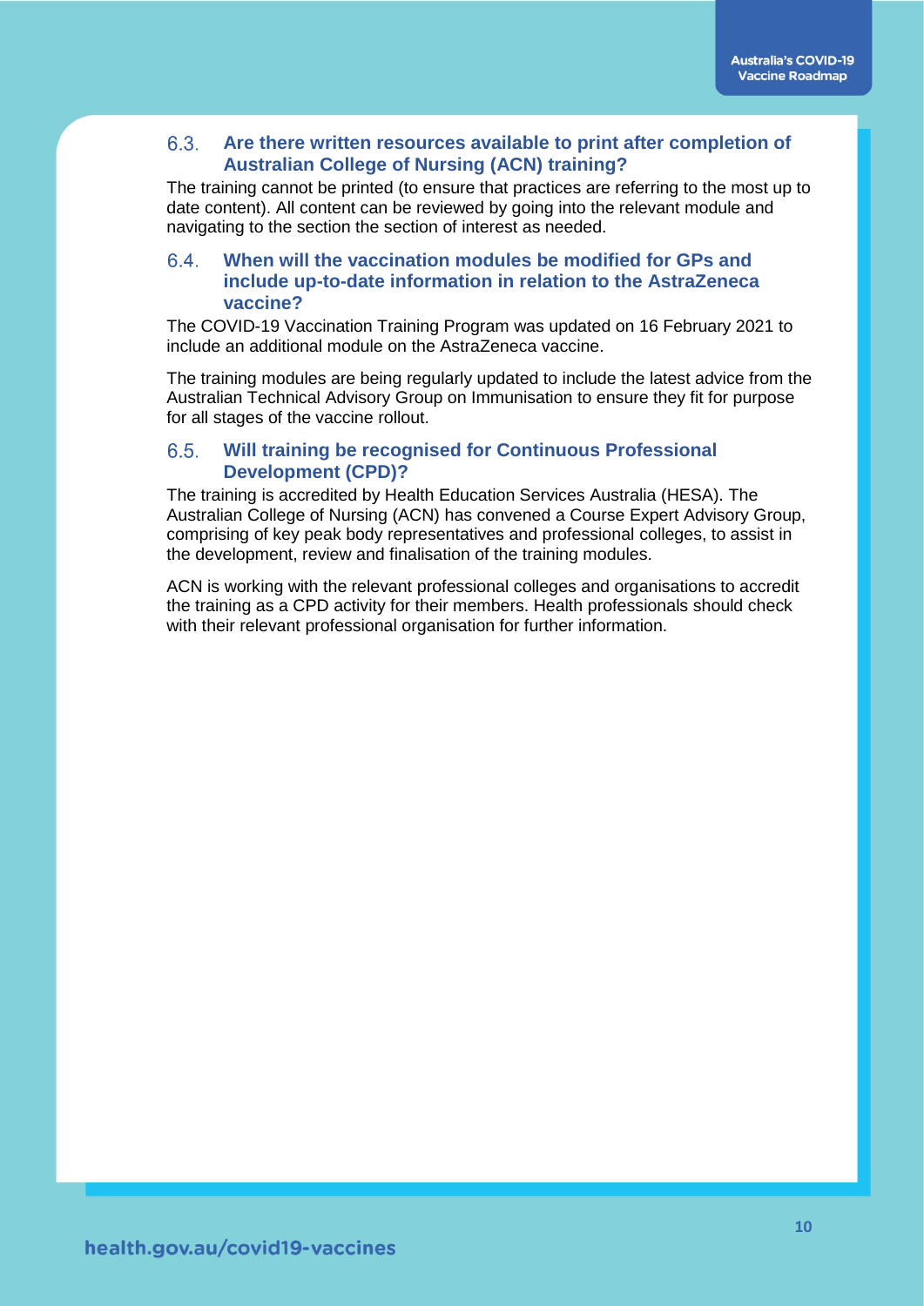### 6.3. Are there written resources available to print after completion of Australian College of Nursing (ACN) training?

The training cannot be printed (to ensure that practices are referring to the most up to date content). All content can be reviewed by going into the relevant module and navigating to the section the section of interest as needed.

### 6.4. When will the vaccination modules be modified for GPs and include up-to-date information in relation to the AstraZeneca vaccine?

The COVID-19 Vaccination Training Program was updated on 16 February 2021 to include an additional module on the AstraZeneca vaccine.

The training modules are being regularly updated to include the latest advice from the Australian Technical Advisory Group on Immunisation to ensure they fit for purpose for all stages of the vaccine rollout.

### 6.5. Will training be recognised for Continuous Professional Development (CPD)?

The training is accredited by Health Education Services Australia (HESA). The Australian College of Nursing (ACN) has convened a Course Expert Advisory Group, comprising of key peak body representatives and professional colleges, to assist in the development, review and finalisation of the training modules.

ACN is working with the relevant professional colleges and organisations to accredit the training as a CPD activity for their members. Health professionals should check with their relevant professional organisation for further information.